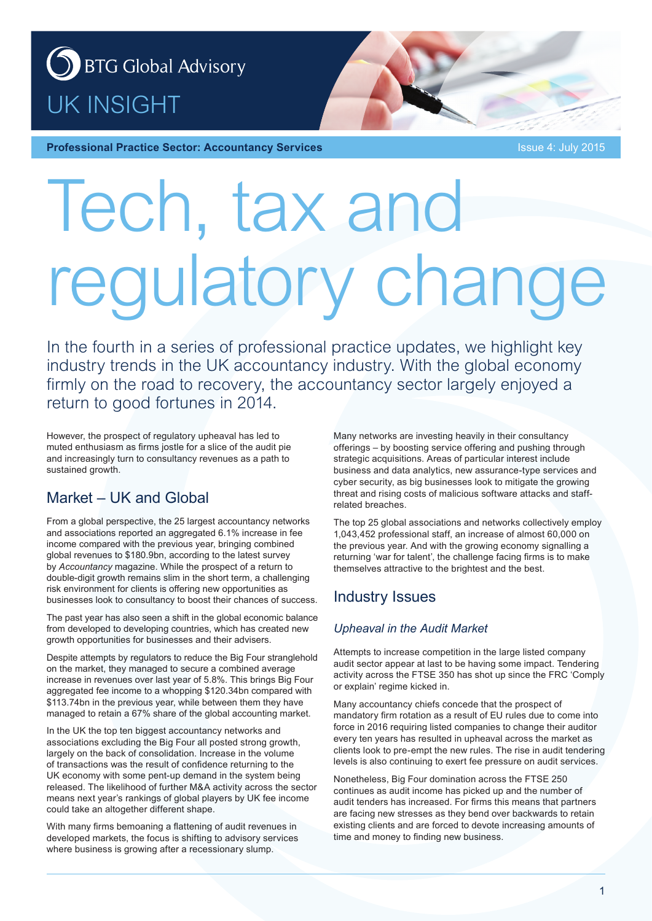BTG Global Advisory

UK INSIGHT

**Professional Practice Sector: Accountancy Services** Issue 4: July 2015

# Tech, tax and regulatory change

In the fourth in a series of professional practice updates, we highlight key industry trends in the UK accountancy industry. With the global economy firmly on the road to recovery, the accountancy sector largely enjoyed a return to good fortunes in 2014.

However, the prospect of regulatory upheaval has led to muted enthusiasm as firms jostle for a slice of the audit pie and increasingly turn to consultancy revenues as a path to sustained growth.

## Market – UK and Global

From a global perspective, the 25 largest accountancy networks and associations reported an aggregated 6.1% increase in fee income compared with the previous year, bringing combined global revenues to $180.9bn, according to the latest survey by *Accountancy* magazine. While the prospect of a return to double-digit growth remains slim in the short term, a challenging risk environment for clients is offering new opportunities as businesses look to consultancy to boost their chances of success.

The past year has also seen a shift in the global economic balance from developed to developing countries, which has created new growth opportunities for businesses and their advisers.

Despite attempts by regulators to reduce the Big Four stranglehold on the market, they managed to secure a combined average increase in revenues over last year of 5.8%. This brings Big Four aggregated fee income to a whopping $120.34bn compared with $113.74bn in the previous year, while between them they have managed to retain a 67% share of the global accounting market.

In the UK the top ten biggest accountancy networks and associations excluding the Big Four all posted strong growth, largely on the back of consolidation. Increase in the volume of transactions was the result of confidence returning to the UK economy with some pent-up demand in the system being released. The likelihood of further M&A activity across the sector means next year's rankings of global players by UK fee income could take an altogether different shape.

With many firms bemoaning a flattening of audit revenues in developed markets, the focus is shifting to advisory services where business is growing after a recessionary slump.

Many networks are investing heavily in their consultancy offerings – by boosting service offering and pushing through strategic acquisitions. Areas of particular interest include business and data analytics, new assurance-type services and cyber security, as big businesses look to mitigate the growing threat and rising costs of malicious software attacks and staff-related breaches.

The top 25 global associations and networks collectively employ 1,043,452 professional staff, an increase of almost 60,000 on the previous year. And with the growing economy signalling a returning 'war for talent', the challenge facing firms is to make themselves attractive to the brightest and the best.

## Industry Issues

### *Upheaval in the Audit Market*

Attempts to increase competition in the large listed company audit sector appear at last to be having some impact. Tendering activity across the FTSE 350 has shot up since the FRC 'Comply or explain' regime kicked in.

Many accountancy chiefs concede that the prospect of mandatory firm rotation as a result of EU rules due to come into force in 2016 requiring listed companies to change their auditor every ten years has resulted in upheaval across the market as clients look to pre-empt the new rules. The rise in audit tendering levels is also continuing to exert fee pressure on audit services.

Nonetheless, Big Four domination across the FTSE 250 continues as audit income has picked up and the number of audit tenders has increased. For firms this means that partners are facing new stresses as they bend over backwards to retain existing clients and are forced to devote increasing amounts of time and money to finding new business.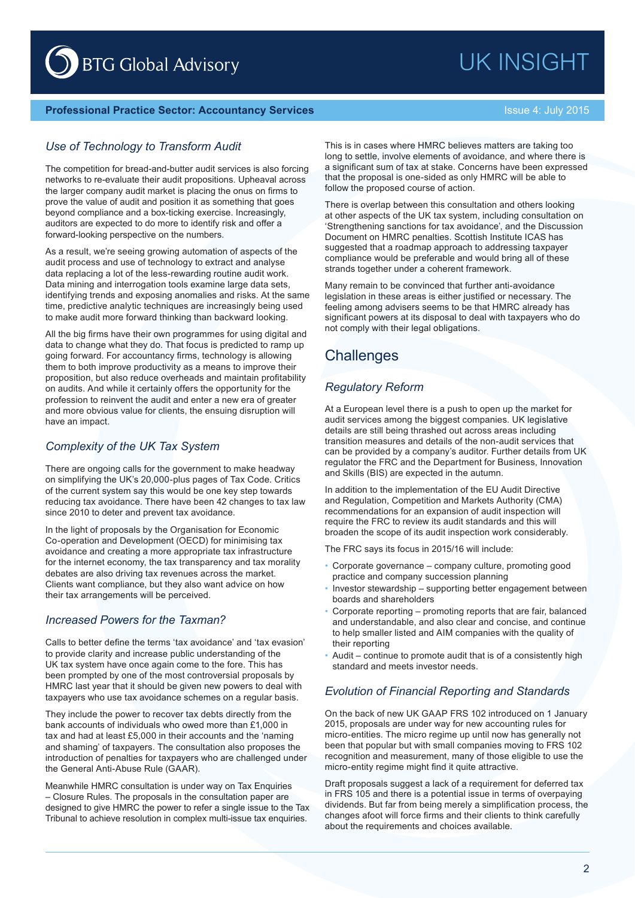### Use of Technology to Transform Audit

The competition for bread-and-butter audit services is also forcing networks to re-evaluate their audit propositions. Upheaval across the larger company audit market is placing the onus on firms to prove the value of audit and position it as something that goes beyond compliance and a box-ticking exercise. Increasingly, auditors are expected to do more to identify risk and offer a forward-looking perspective on the numbers.

As a result, we're seeing growing automation of aspects of the audit process and use of technology to extract and analyse data replacing a lot of the less-rewarding routine audit work. Data mining and interrogation tools examine large data sets, identifying trends and exposing anomalies and risks. At the same time, predictive analytic techniques are increasingly being used to make audit more forward thinking than backward looking.

All the big firms have their own programmes for using digital and data to change what they do. That focus is predicted to ramp up going forward. For accountancy firms, technology is allowing them to both improve productivity as a means to improve their proposition, but also reduce overheads and maintain profitability on audits. And while it certainly offers the opportunity for the profession to reinvent the audit and enter a new era of greater and more obvious value for clients, the ensuing disruption will have an impact.

### Complexity of the UK Tax System

There are ongoing calls for the government to make headway on simplifying the UK's 20,000-plus pages of Tax Code. Critics of the current system say this would be one key step towards reducing tax avoidance. There have been 42 changes to tax law since 2010 to deter and prevent tax avoidance.

In the light of proposals by the Organisation for Economic Co-operation and Development (OECD) for minimising tax avoidance and creating a more appropriate tax infrastructure for the internet economy, the tax transparency and tax morality debates are also driving tax revenues across the market. Clients want compliance, but they also want advice on how their tax arrangements will be perceived.

### Increased Powers for the Taxman?

Calls to better define the terms 'tax avoidance' and 'tax evasion' to provide clarity and increase public understanding of the UK tax system have once again come to the fore. This has been prompted by one of the most controversial proposals by HMRC last year that it should be given new powers to deal with taxpayers who use tax avoidance schemes on a regular basis.

They include the power to recover tax debts directly from the bank accounts of individuals who owed more than £1,000 in tax and had at least £5,000 in their accounts and the 'naming and shaming' of taxpayers. The consultation also proposes the introduction of penalties for taxpayers who are challenged under the General Anti-Abuse Rule (GAAR).

Meanwhile HMRC consultation is under way on Tax Enquiries – Closure Rules. The proposals in the consultation paper are designed to give HMRC the power to refer a single issue to the Tax Tribunal to achieve resolution in complex multi-issue tax enquiries. This is in cases where HMRC believes matters are taking too long to settle, involve elements of avoidance, and where there is a significant sum of tax at stake. Concerns have been expressed that the proposal is one-sided as only HMRC will be able to follow the proposed course of action.

There is overlap between this consultation and others looking at other aspects of the UK tax system, including consultation on 'Strengthening sanctions for tax avoidance', and the Discussion Document on HMRC penalties. Scottish Institute ICAS has suggested that a roadmap approach to addressing taxpayer compliance would be preferable and would bring all of these strands together under a coherent framework.

Many remain to be convinced that further anti-avoidance legislation in these areas is either justified or necessary. The feeling among advisers seems to be that HMRC already has significant powers at its disposal to deal with taxpayers who do not comply with their legal obligations.

## Challenges

### Regulatory Reform

At a European level there is a push to open up the market for audit services among the biggest companies. UK legislative details are still being thrashed out across areas including transition measures and details of the non-audit services that can be provided by a company's auditor. Further details from UK regulator the FRC and the Department for Business, Innovation and Skills (BIS) are expected in the autumn.

In addition to the implementation of the EU Audit Directive and Regulation, Competition and Markets Authority (CMA) recommendations for an expansion of audit inspection will require the FRC to review its audit standards and this will broaden the scope of its audit inspection work considerably.

The FRC says its focus in 2015/16 will include:

- Corporate governance – company culture, promoting good practice and company succession planning
- Investor stewardship – supporting better engagement between boards and shareholders
- Corporate reporting – promoting reports that are fair, balanced and understandable, and also clear and concise, and continue to help smaller listed and AIM companies with the quality of their reporting
- Audit – continue to promote audit that is of a consistently high standard and meets investor needs.

### Evolution of Financial Reporting and Standards

On the back of new UK GAAP FRS 102 introduced on 1 January 2015, proposals are under way for new accounting rules for micro-entities. The micro regime up until now has generally not been that popular but with small companies moving to FRS 102 recognition and measurement, many of those eligible to use the micro-entity regime might find it quite attractive.

Draft proposals suggest a lack of a requirement for deferred tax in FRS 105 and there is a potential issue in terms of overpaying dividends. But far from being merely a simplification process, the changes afoot will force firms and their clients to think carefully about the requirements and choices available.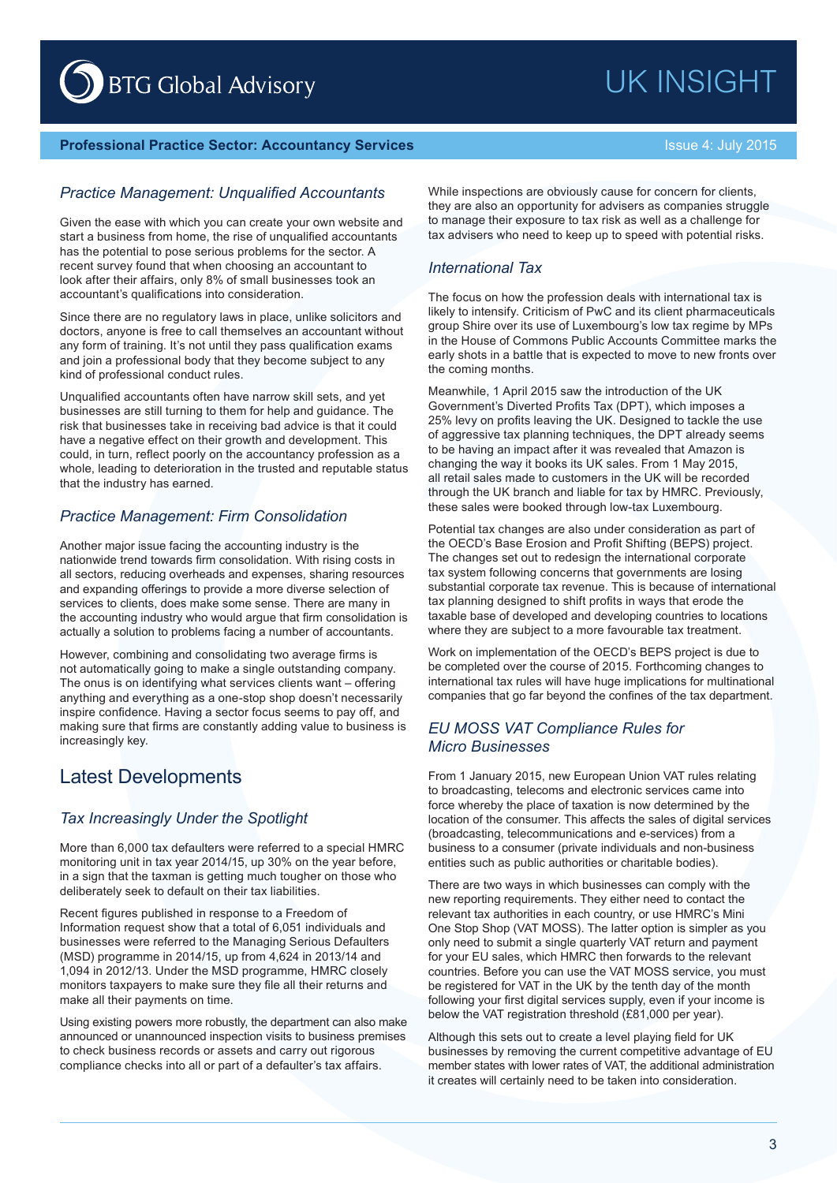### *Practice Management: Unqualified Accountants*

Given the ease with which you can create your own website and start a business from home, the rise of unqualified accountants has the potential to pose serious problems for the sector. A recent survey found that when choosing an accountant to look after their affairs, only 8% of small businesses took an accountant's qualifications into consideration.

Since there are no regulatory laws in place, unlike solicitors and doctors, anyone is free to call themselves an accountant without any form of training. It's not until they pass qualification exams and join a professional body that they become subject to any kind of professional conduct rules.

Unqualified accountants often have narrow skill sets, and yet businesses are still turning to them for help and guidance. The risk that businesses take in receiving bad advice is that it could have a negative effect on their growth and development. This could, in turn, reflect poorly on the accountancy profession as a whole, leading to deterioration in the trusted and reputable status that the industry has earned.

### *Practice Management: Firm Consolidation*

Another major issue facing the accounting industry is the nationwide trend towards firm consolidation. With rising costs in all sectors, reducing overheads and expenses, sharing resources and expanding offerings to provide a more diverse selection of services to clients, does make some sense. There are many in the accounting industry who would argue that firm consolidation is actually a solution to problems facing a number of accountants.

However, combining and consolidating two average firms is not automatically going to make a single outstanding company. The onus is on identifying what services clients want – offering anything and everything as a one-stop shop doesn't necessarily inspire confidence. Having a sector focus seems to pay off, and making sure that firms are constantly adding value to business is increasingly key.

## Latest Developments

### *Tax Increasingly Under the Spotlight*

More than 6,000 tax defaulters were referred to a special HMRC monitoring unit in tax year 2014/15, up 30% on the year before, in a sign that the taxman is getting much tougher on those who deliberately seek to default on their tax liabilities.

Recent figures published in response to a Freedom of Information request show that a total of 6,051 individuals and businesses were referred to the Managing Serious Defaulters (MSD) programme in 2014/15, up from 4,624 in 2013/14 and 1,094 in 2012/13. Under the MSD programme, HMRC closely monitors taxpayers to make sure they file all their returns and make all their payments on time.

Using existing powers more robustly, the department can also make announced or unannounced inspection visits to business premises to check business records or assets and carry out rigorous compliance checks into all or part of a defaulter's tax affairs.

While inspections are obviously cause for concern for clients, they are also an opportunity for advisers as companies struggle to manage their exposure to tax risk as well as a challenge for tax advisers who need to keep up to speed with potential risks.

### *International Tax*

The focus on how the profession deals with international tax is likely to intensify. Criticism of PwC and its client pharmaceuticals group Shire over its use of Luxembourg's low tax regime by MPs in the House of Commons Public Accounts Committee marks the early shots in a battle that is expected to move to new fronts over the coming months.

Meanwhile, 1 April 2015 saw the introduction of the UK Government's Diverted Profits Tax (DPT), which imposes a 25% levy on profits leaving the UK. Designed to tackle the use of aggressive tax planning techniques, the DPT already seems to be having an impact after it was revealed that Amazon is changing the way it books its UK sales. From 1 May 2015, all retail sales made to customers in the UK will be recorded through the UK branch and liable for tax by HMRC. Previously, these sales were booked through low-tax Luxembourg.

Potential tax changes are also under consideration as part of the OECD's Base Erosion and Profit Shifting (BEPS) project. The changes set out to redesign the international corporate tax system following concerns that governments are losing substantial corporate tax revenue. This is because of international tax planning designed to shift profits in ways that erode the taxable base of developed and developing countries to locations where they are subject to a more favourable tax treatment.

Work on implementation of the OECD's BEPS project is due to be completed over the course of 2015. Forthcoming changes to international tax rules will have huge implications for multinational companies that go far beyond the confines of the tax department.

### *EU MOSS VAT Compliance Rules for Micro Businesses*

From 1 January 2015, new European Union VAT rules relating to broadcasting, telecoms and electronic services came into force whereby the place of taxation is now determined by the location of the consumer. This affects the sales of digital services (broadcasting, telecommunications and e-services) from a business to a consumer (private individuals and non-business entities such as public authorities or charitable bodies).

There are two ways in which businesses can comply with the new reporting requirements. They either need to contact the relevant tax authorities in each country, or use HMRC's Mini One Stop Shop (VAT MOSS). The latter option is simpler as you only need to submit a single quarterly VAT return and payment for your EU sales, which HMRC then forwards to the relevant countries. Before you can use the VAT MOSS service, you must be registered for VAT in the UK by the tenth day of the month following your first digital services supply, even if your income is below the VAT registration threshold (£81,000 per year).

Although this sets out to create a level playing field for UK businesses by removing the current competitive advantage of EU member states with lower rates of VAT, the additional administration it creates will certainly need to be taken into consideration.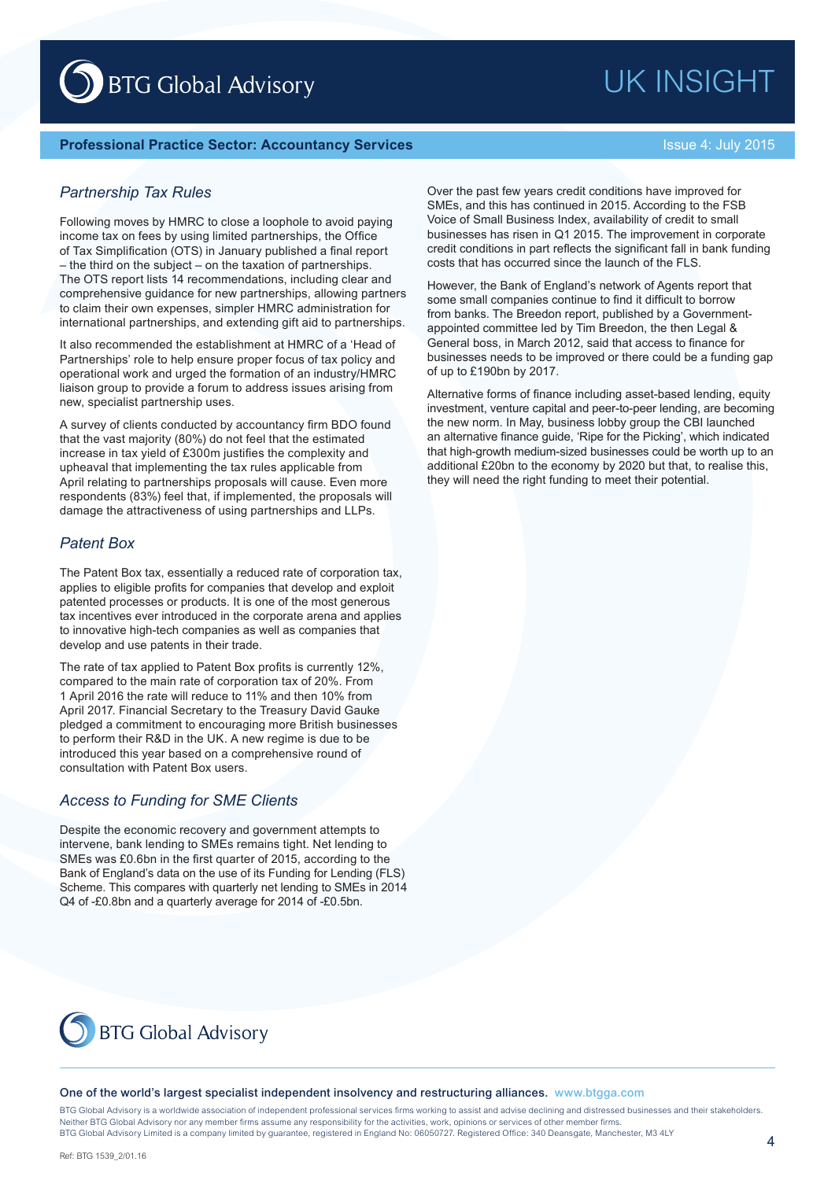## Professional Practice Sector: Accountancy Services

### *Partnership Tax Rules*

Following moves by HMRC to close a loophole to avoid paying income tax on fees by using limited partnerships, the Office of Tax Simplification (OTS) in January published a final report – the third on the subject – on the taxation of partnerships. The OTS report lists 14 recommendations, including clear and comprehensive guidance for new partnerships, allowing partners to claim their own expenses, simpler HMRC administration for international partnerships, and extending gift aid to partnerships.

It also recommended the establishment at HMRC of a 'Head of Partnerships' role to help ensure proper focus of tax policy and operational work and urged the formation of an industry/HMRC liaison group to provide a forum to address issues arising from new, specialist partnership uses.

A survey of clients conducted by accountancy firm BDO found that the vast majority (80%) do not feel that the estimated increase in tax yield of £300m justifies the complexity and upheaval that implementing the tax rules applicable from April relating to partnerships proposals will cause. Even more respondents (83%) feel that, if implemented, the proposals will damage the attractiveness of using partnerships and LLPs.

### *Patent Box*

The Patent Box tax, essentially a reduced rate of corporation tax, applies to eligible profits for companies that develop and exploit patented processes or products. It is one of the most generous tax incentives ever introduced in the corporate arena and applies to innovative high-tech companies as well as companies that develop and use patents in their trade.

The rate of tax applied to Patent Box profits is currently 12%, compared to the main rate of corporation tax of 20%. From 1 April 2016 the rate will reduce to 11% and then 10% from April 2017. Financial Secretary to the Treasury David Gauke pledged a commitment to encouraging more British businesses to perform their R&D in the UK. A new regime is due to be introduced this year based on a comprehensive round of consultation with Patent Box users.

### *Access to Funding for SME Clients*

Despite the economic recovery and government attempts to intervene, bank lending to SMEs remains tight. Net lending to SMEs was £0.6bn in the first quarter of 2015, according to the Bank of England's data on the use of its Funding for Lending (FLS) Scheme. This compares with quarterly net lending to SMEs in 2014 Q4 of -£0.8bn and a quarterly average for 2014 of -£0.5bn.

Over the past few years credit conditions have improved for SMEs, and this has continued in 2015. According to the FSB Voice of Small Business Index, availability of credit to small businesses has risen in Q1 2015. The improvement in corporate credit conditions in part reflects the significant fall in bank funding costs that has occurred since the launch of the FLS.

However, the Bank of England's network of Agents report that some small companies continue to find it difficult to borrow from banks. The Breedon report, published by a Government-appointed committee led by Tim Breedon, the then Legal & General boss, in March 2012, said that access to finance for businesses needs to be improved or there could be a funding gap of up to £190bn by 2017.

Alternative forms of finance including asset-based lending, equity investment, venture capital and peer-to-peer lending, are becoming the new norm. In May, business lobby group the CBI launched an alternative finance guide, 'Ripe for the Picking', which indicated that high-growth medium-sized businesses could be worth up to an additional £20bn to the economy by 2020 but that, to realise this, they will need the right funding to meet their potential.

BTG Global Advisory

**One of the world's largest specialist independent insolvency and restructuring alliances.** www.btgga.com

BTG Global Advisory is a worldwide association of independent professional services firms working to assist and advise declining and distressed businesses and their stakeholders. Neither BTG Global Advisory nor any member firms assume any responsibility for the activities, work, opinions or services of other member firms. BTG Global Advisory Limited is a company limited by guarantee, registered in England No: 06050727. Registered Office: 340 Deansgate, Manchester, M3 4LY

Ref: BTG 1539_2/01.16